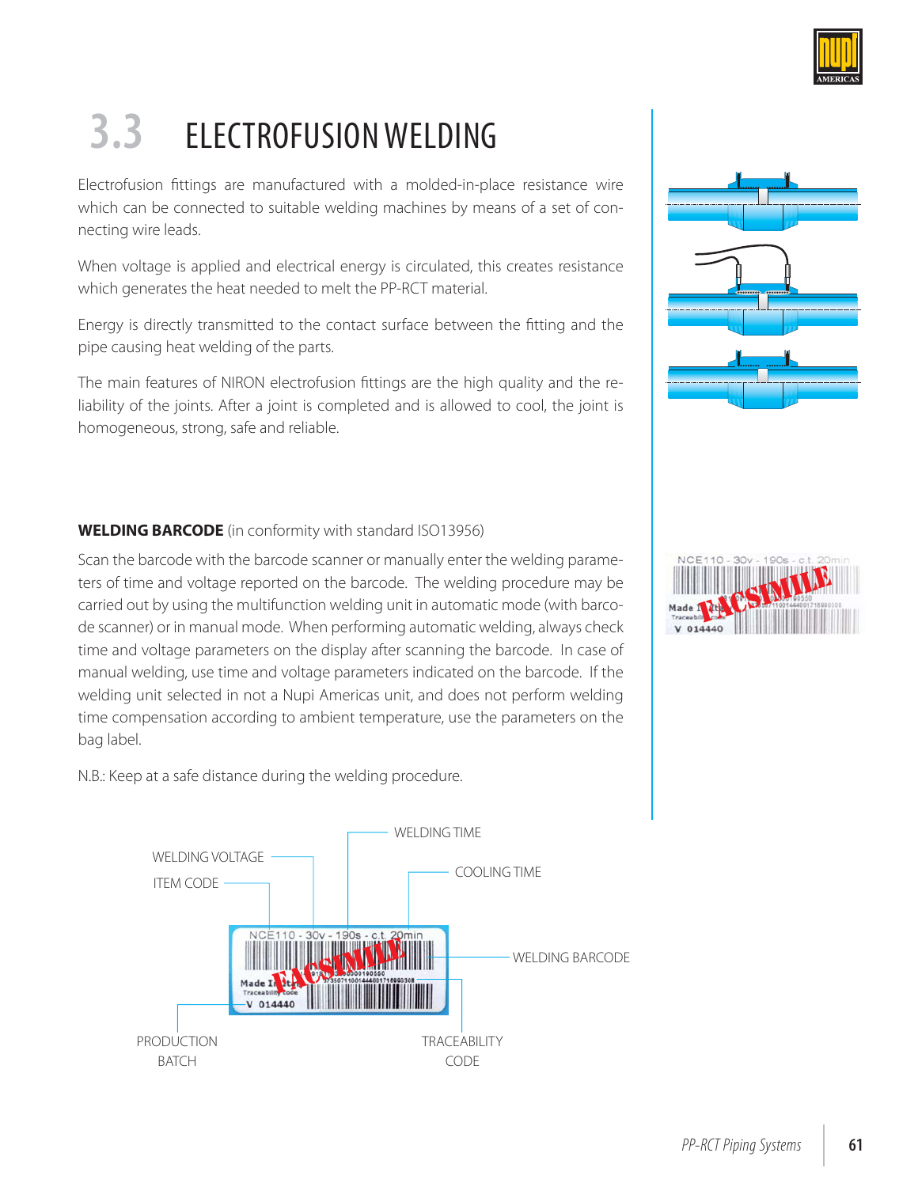# 3.3 ELECTROFUSION WELDING

Electrofusion fittings are manufactured with a molded-in-place resistance wire which can be connected to suitable welding machines by means of a set of connecting wire leads.

When voltage is applied and electrical energy is circulated, this creates resistance which generates the heat needed to melt the PP-RCT material.

Energy is directly transmitted to the contact surface between the fitting and the pipe causing heat welding of the parts.

The main features of NIRON electrofusion fittings are the high quality and the reliability of the joints. After a joint is completed and is allowed to cool, the joint is homogeneous, strong, safe and reliable.

**WELDING BARCODE** (in conformity with standard ISO13956)

Scan the barcode with the barcode scanner or manually enter the welding parameters of time and voltage reported on the barcode. The welding procedure may be carried out by using the multifunction welding unit in automatic mode (with barcode scanner) or in manual mode. When performing automatic welding, always check time and voltage parameters on the display after scanning the barcode. In case of manual welding, use time and voltage parameters indicated on the barcode. If the welding unit selected in not a Nupi Americas unit, and does not perform welding time compensation according to ambient temperature, use the parameters on the bag label.

N.B.: Keep at a safe distance during the welding procedure.

WELDING TIME
WELDING VOLTAGE
ITEM CODE
COOLING TIME
NCE110 - 30v - 190s - c.t. 20min
WELDING BARCODE
PRODUCTION BATCH
TRACEABILITY CODE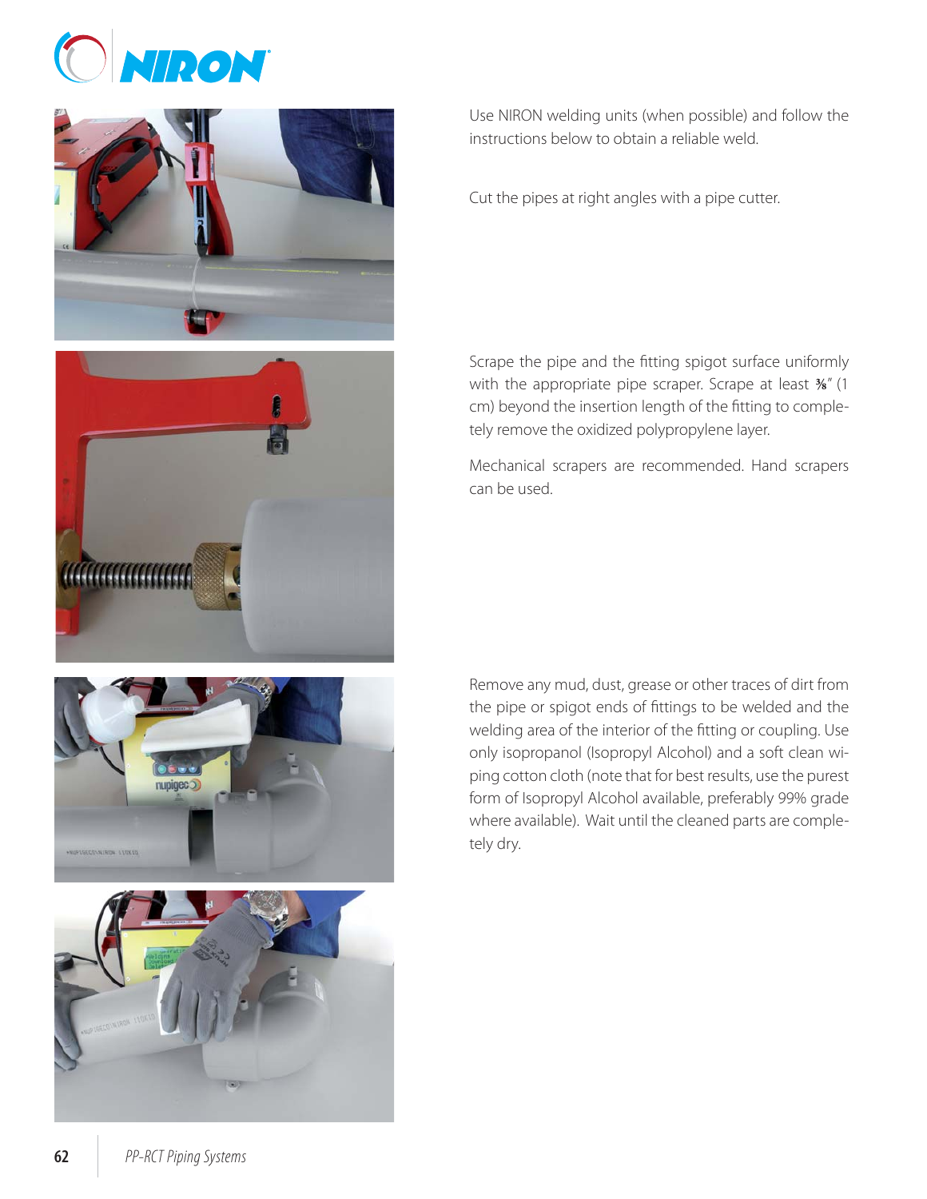Use NIRON welding units (when possible) and follow the instructions below to obtain a reliable weld.

Cut the pipes at right angles with a pipe cutter.

Scrape the pipe and the fitting spigot surface uniformly with the appropriate pipe scraper. Scrape at least ⅜" (1 cm) beyond the insertion length of the fitting to completely remove the oxidized polypropylene layer.

Mechanical scrapers are recommended. Hand scrapers can be used.

Remove any mud, dust, grease or other traces of dirt from the pipe or spigot ends of fittings to be welded and the welding area of the interior of the fitting or coupling. Use only isopropanol (Isopropyl Alcohol) and a soft clean wiping cotton cloth (note that for best results, use the purest form of Isopropyl Alcohol available, preferably 99% grade where available). Wait until the cleaned parts are completely dry.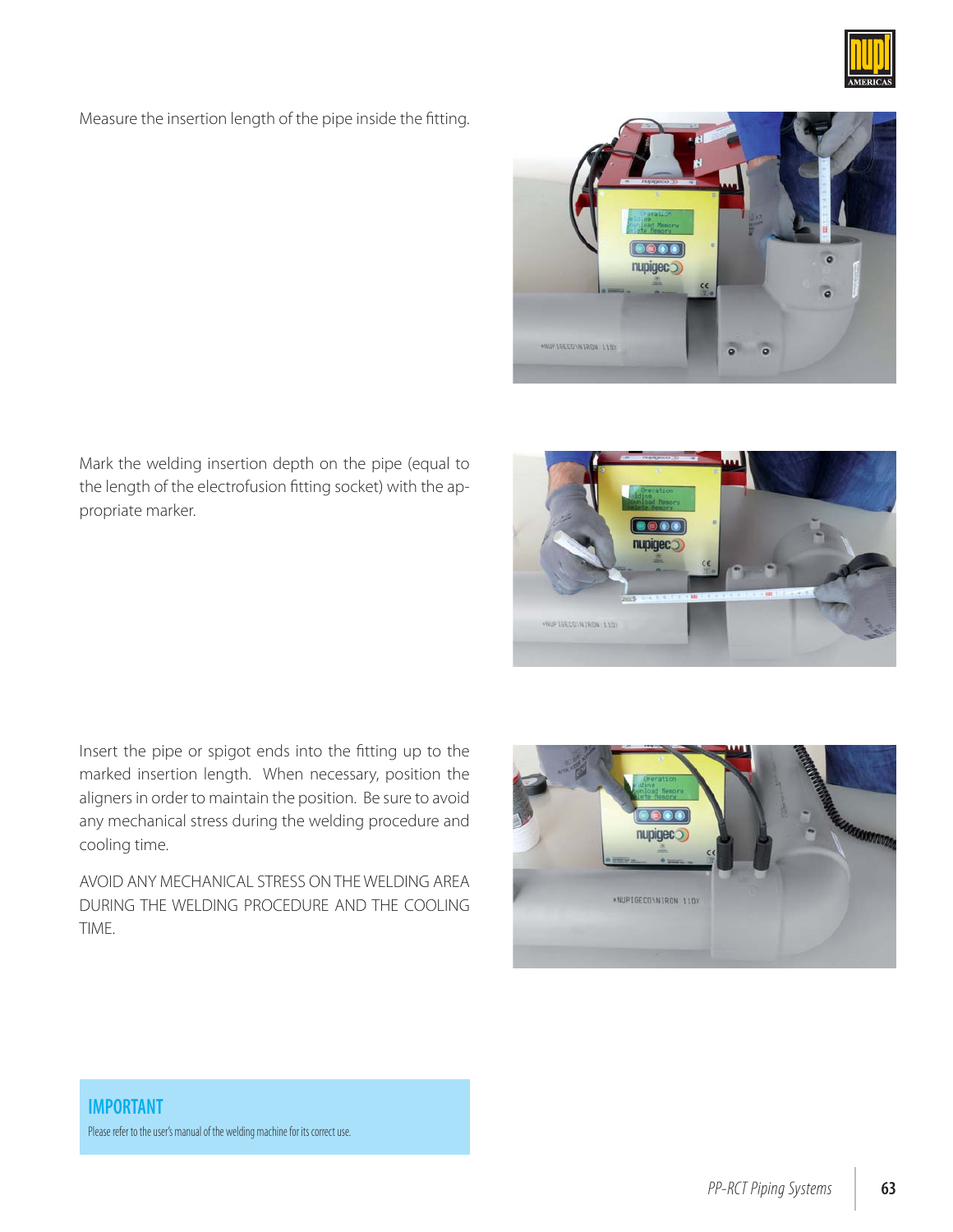Measure the insertion length of the pipe inside the fitting.

Mark the welding insertion depth on the pipe (equal to the length of the electrofusion fitting socket) with the appropriate marker.

Insert the pipe or spigot ends into the fitting up to the marked insertion length. When necessary, position the aligners in order to maintain the position. Be sure to avoid any mechanical stress during the welding procedure and cooling time.

AVOID ANY MECHANICAL STRESS ON THE WELDING AREA DURING THE WELDING PROCEDURE AND THE COOLING TIME.

**IMPORTANT**

Please refer to the user's manual of the welding machine for its correct use.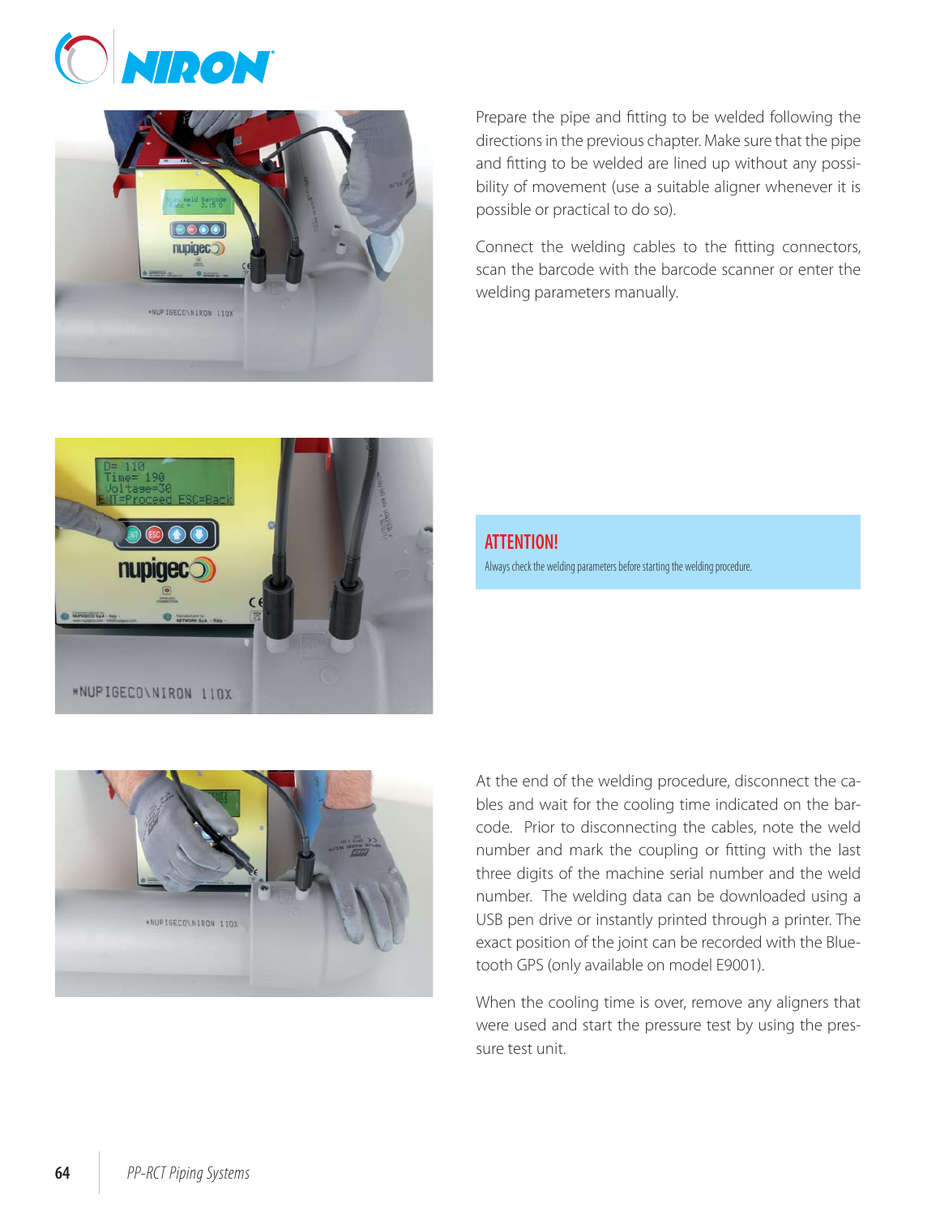Prepare the pipe and fitting to be welded following the directions in the previous chapter. Make sure that the pipe and fitting to be welded are lined up without any possibility of movement (use a suitable aligner whenever it is possible or practical to do so).

Connect the welding cables to the fitting connectors, scan the barcode with the barcode scanner or enter the welding parameters manually.

**ATTENTION!**

Always check the welding parameters before starting the welding procedure.

At the end of the welding procedure, disconnect the cables and wait for the cooling time indicated on the barcode. Prior to disconnecting the cables, note the weld number and mark the coupling or fitting with the last three digits of the machine serial number and the weld number. The welding data can be downloaded using a USB pen drive or instantly printed through a printer. The exact position of the joint can be recorded with the Bluetooth GPS (only available on model E9001).

When the cooling time is over, remove any aligners that were used and start the pressure test by using the pressure test unit.